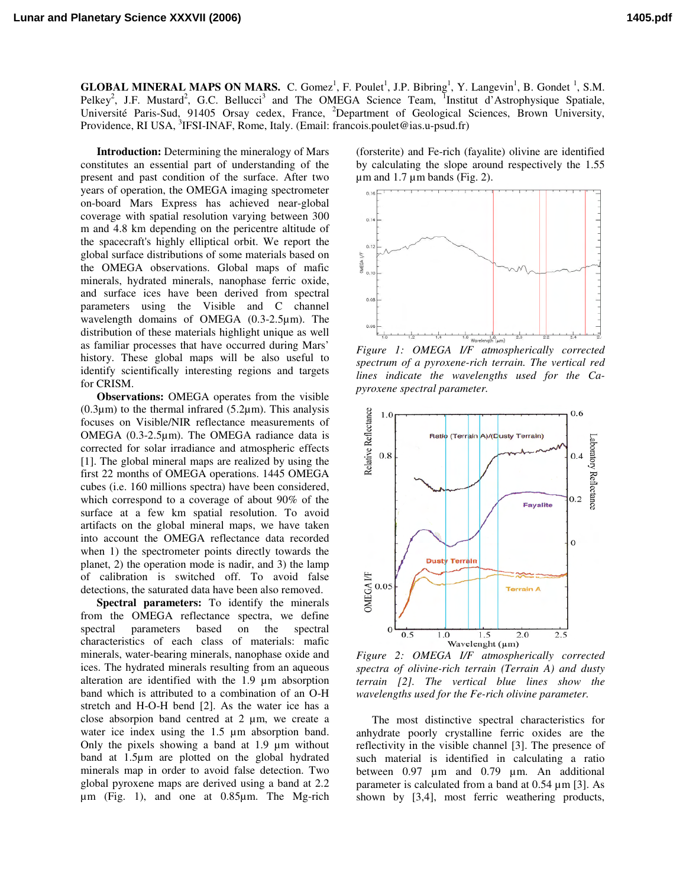**GLOBAL MINERAL MAPS ON MARS.** C. Gomez[1], F. Poulet[1], J.P. Bibring[1], Y. Langevin[1], B. Gondet [1], S.M. Pelkey[2], J.F. Mustard[2], G.C. Bellucci[3] and The OMEGA Science Team, [1]Institut d'Astrophysique Spatiale, Université Paris-Sud, 91405 Orsay cedex, France, [2]Department of Geological Sciences, Brown University, Providence, RI USA, [3]IFSI-INAF, Rome, Italy. (Email: francois.poulet@ias.u-psud.fr)

**Introduction:** Determining the mineralogy of Mars constitutes an essential part of understanding of the present and past condition of the surface. After two years of operation, the OMEGA imaging spectrometer on-board Mars Express has achieved near-global coverage with spatial resolution varying between 300 m and 4.8 km depending on the pericentre altitude of the spacecraft's highly elliptical orbit. We report the global surface distributions of some materials based on the OMEGA observations. Global maps of mafic minerals, hydrated minerals, nanophase ferric oxide, and surface ices have been derived from spectral parameters using the Visible and C channel wavelength domains of OMEGA (0.3-2.5µm). The distribution of these materials highlight unique as well as familiar processes that have occurred during Mars' history. These global maps will be also useful to identify scientifically interesting regions and targets for CRISM.

**Observations:** OMEGA operates from the visible (0.3µm) to the thermal infrared (5.2µm). This analysis focuses on Visible/NIR reflectance measurements of OMEGA (0.3-2.5µm). The OMEGA radiance data is corrected for solar irradiance and atmospheric effects [1]. The global mineral maps are realized by using the first 22 months of OMEGA operations. 1445 OMEGA cubes (i.e. 160 millions spectra) have been considered, which correspond to a coverage of about 90% of the surface at a few km spatial resolution. To avoid artifacts on the global mineral maps, we have taken into account the OMEGA reflectance data recorded when 1) the spectrometer points directly towards the planet, 2) the operation mode is nadir, and 3) the lamp of calibration is switched off. To avoid false detections, the saturated data have been also removed.

**Spectral parameters:** To identify the minerals from the OMEGA reflectance spectra, we define spectral parameters based on the spectral characteristics of each class of materials: mafic minerals, water-bearing minerals, nanophase oxide and ices. The hydrated minerals resulting from an aqueous alteration are identified with the 1.9 µm absorption band which is attributed to a combination of an O-H stretch and H-O-H bend [2]. As the water ice has a close absorption band centred at 2 µm, we create a water ice index using the 1.5 µm absorption band. Only the pixels showing a band at 1.9 µm without band at 1.5µm are plotted on the global hydrated minerals map in order to avoid false detection. Two global pyroxene maps are derived using a band at 2.2 µm (Fig. 1), and one at 0.85µm. The Mg-rich (forsterite) and Fe-rich (fayalite) olivine are identified by calculating the slope around respectively the 1.55 µm and 1.7 µm bands (Fig. 2).

*Figure 1: OMEGA I/F atmospherically corrected spectrum of a pyroxene-rich terrain. The vertical red lines indicate the wavelengths used for the Ca-pyroxene spectral parameter.*

*Figure 2: OMEGA I/F atmospherically corrected spectra of olivine-rich terrain (Terrain A) and dusty terrain [2]. The vertical blue lines show the wavelengths used for the Fe-rich olivine parameter.*

The most distinctive spectral characteristics for anhydrate poorly crystalline ferric oxides are the reflectivity in the visible channel [3]. The presence of such material is identified in calculating a ratio between 0.97 µm and 0.79 µm. An additional parameter is calculated from a band at 0.54 µm [3]. As shown by [3,4], most ferric weathering products,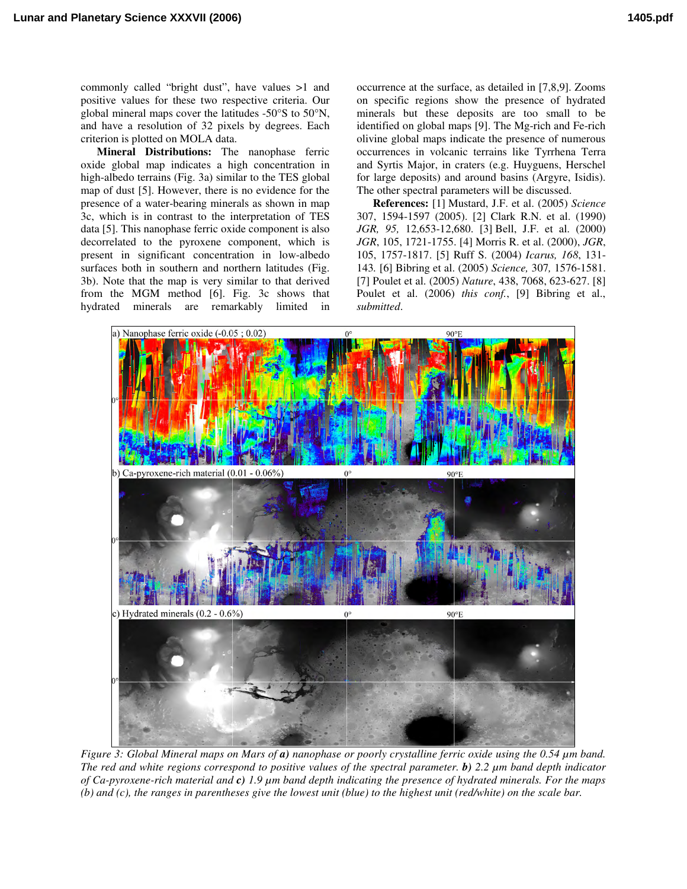commonly called "bright dust", have values >1 and positive values for these two respective criteria. Our global mineral maps cover the latitudes -50°S to 50°N, and have a resolution of 32 pixels by degrees. Each criterion is plotted on MOLA data.

**Mineral Distributions:** The nanophase ferric oxide global map indicates a high concentration in high-albedo terrains (Fig. 3a) similar to the TES global map of dust [5]. However, there is no evidence for the presence of a water-bearing minerals as shown in map 3c, which is in contrast to the interpretation of TES data [5]. This nanophase ferric oxide component is also decorrelated to the pyroxene component, which is present in significant concentration in low-albedo surfaces both in southern and northern latitudes (Fig. 3b). Note that the map is very similar to that derived from the MGM method [6]. Fig. 3c shows that hydrated minerals are remarkably limited in occurrence at the surface, as detailed in [7,8,9]. Zooms on specific regions show the presence of hydrated minerals but these deposits are too small to be identified on global maps [9]. The Mg-rich and Fe-rich olivine global maps indicate the presence of numerous occurrences in volcanic terrains like Tyrrhena Terra and Syrtis Major, in craters (e.g. Huyguens, Herschel for large deposits) and around basins (Argyre, Isidis). The other spectral parameters will be discussed.

**References:** [1] Mustard, J.F. et al. (2005) *Science* 307, 1594-1597 (2005). [2] Clark R.N. et al. (1990) *JGR, 95,* 12,653-12,680. [3] Bell, J.F. et al. (2000) *JGR*, 105, 1721-1755. [4] Morris R. et al. (2000), *JGR*, 105, 1757-1817. [5] Ruff S. (2004) *Icarus, 168*, 131-143. [6] Bibring et al. (2005) *Science,* 307, 1576-1581. [7] Poulet et al. (2005) *Nature*, 438, 7068, 623-627. [8] Poulet et al. (2006) *this conf.*, [9] Bibring et al., *submitted*.

a) Nanophase ferric oxide (-0.05 ; 0.02)
0°
90°E
0°

b) Ca-pyroxene-rich material (0.01 - 0.06%)
0°
90°E
0°

c) Hydrated minerals (0.2 - 0.6%)
0°
90°E
0°

*Figure 3: Global Mineral maps on Mars of* ***a)*** *nanophase or poorly crystalline ferric oxide using the 0.54 µm band. The red and white regions correspond to positive values of the spectral parameter.* ***b)*** *2.2 µm band depth indicator of Ca-pyroxene-rich material and* ***c)*** *1.9 µm band depth indicating the presence of hydrated minerals. For the maps (b) and (c), the ranges in parentheses give the lowest unit (blue) to the highest unit (red/white) on the scale bar.*